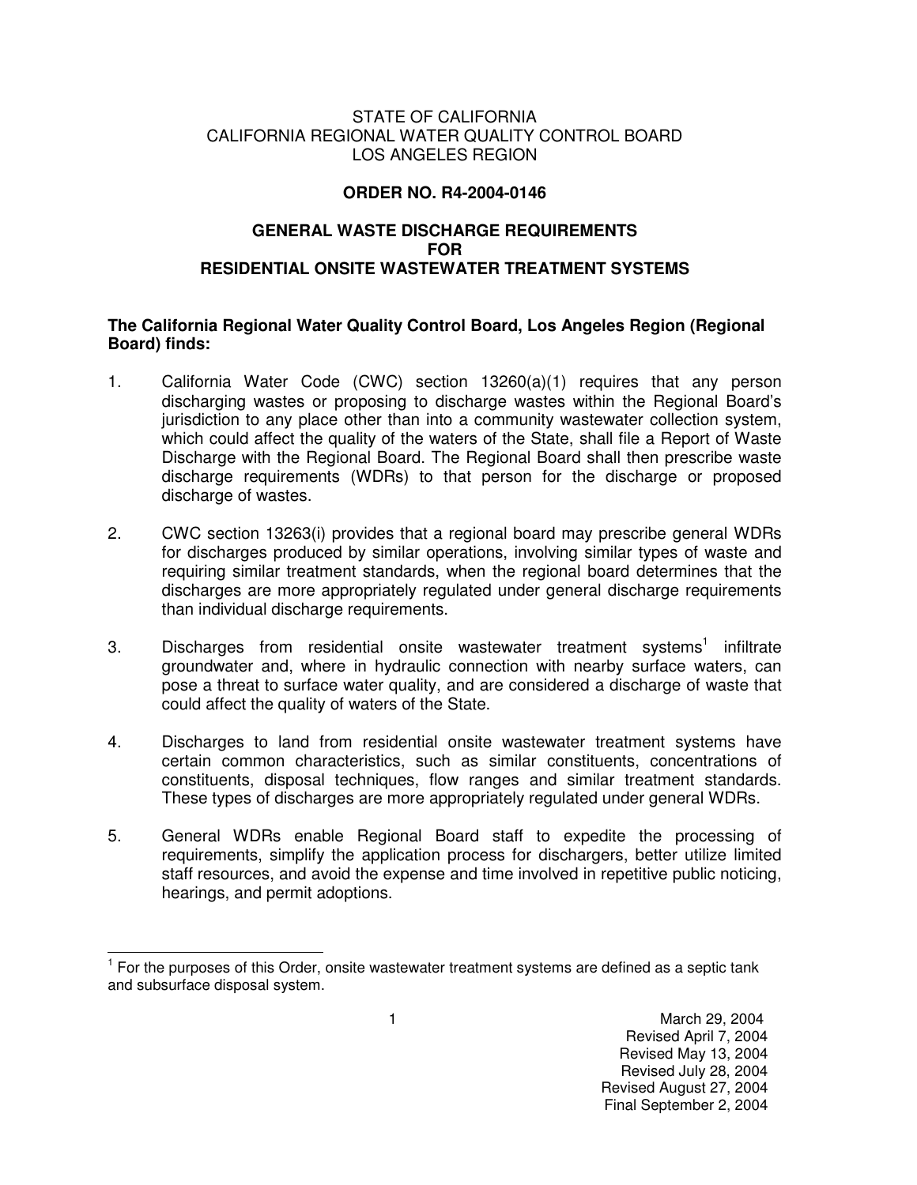STATE OF CALIFORNIA
CALIFORNIA REGIONAL WATER QUALITY CONTROL BOARD
LOS ANGELES REGION

# ORDER NO. R4-2004-0146

## GENERAL WASTE DISCHARGE REQUIREMENTS FOR RESIDENTIAL ONSITE WASTEWATER TREATMENT SYSTEMS

**The California Regional Water Quality Control Board, Los Angeles Region (Regional Board) finds:**

1. California Water Code (CWC) section 13260(a)(1) requires that any person discharging wastes or proposing to discharge wastes within the Regional Board's jurisdiction to any place other than into a community wastewater collection system, which could affect the quality of the waters of the State, shall file a Report of Waste Discharge with the Regional Board. The Regional Board shall then prescribe waste discharge requirements (WDRs) to that person for the discharge or proposed discharge of wastes.

2. CWC section 13263(i) provides that a regional board may prescribe general WDRs for discharges produced by similar operations, involving similar types of waste and requiring similar treatment standards, when the regional board determines that the discharges are more appropriately regulated under general discharge requirements than individual discharge requirements.

3. Discharges from residential onsite wastewater treatment systems[1] infiltrate groundwater and, where in hydraulic connection with nearby surface waters, can pose a threat to surface water quality, and are considered a discharge of waste that could affect the quality of waters of the State.

4. Discharges to land from residential onsite wastewater treatment systems have certain common characteristics, such as similar constituents, concentrations of constituents, disposal techniques, flow ranges and similar treatment standards. These types of discharges are more appropriately regulated under general WDRs.

5. General WDRs enable Regional Board staff to expedite the processing of requirements, simplify the application process for dischargers, better utilize limited staff resources, and avoid the expense and time involved in repetitive public noticing, hearings, and permit adoptions.

---

[1] For the purposes of this Order, onsite wastewater treatment systems are defined as a septic tank and subsurface disposal system.

March 29, 2004
Revised April 7, 2004
Revised May 13, 2004
Revised July 28, 2004
Revised August 27, 2004
Final September 2, 2004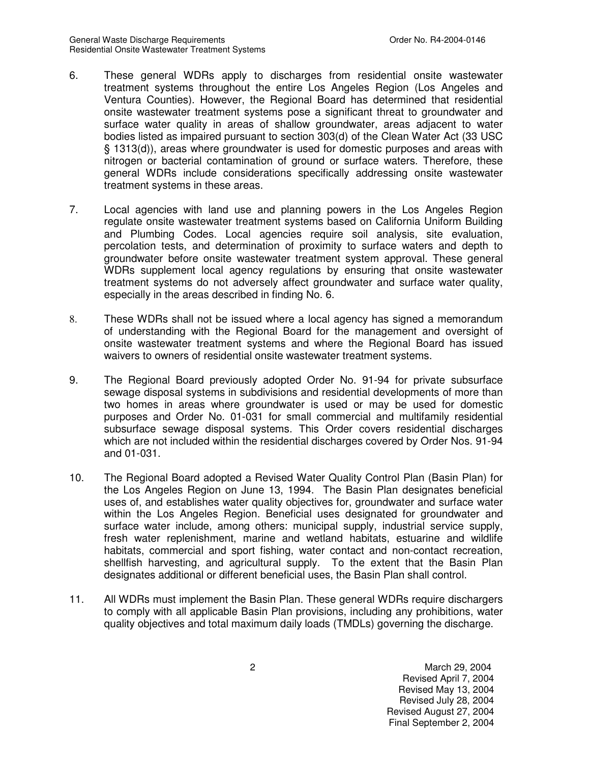6. These general WDRs apply to discharges from residential onsite wastewater treatment systems throughout the entire Los Angeles Region (Los Angeles and Ventura Counties). However, the Regional Board has determined that residential onsite wastewater treatment systems pose a significant threat to groundwater and surface water quality in areas of shallow groundwater, areas adjacent to water bodies listed as impaired pursuant to section 303(d) of the Clean Water Act (33 USC § 1313(d)), areas where groundwater is used for domestic purposes and areas with nitrogen or bacterial contamination of ground or surface waters. Therefore, these general WDRs include considerations specifically addressing onsite wastewater treatment systems in these areas.

7. Local agencies with land use and planning powers in the Los Angeles Region regulate onsite wastewater treatment systems based on California Uniform Building and Plumbing Codes. Local agencies require soil analysis, site evaluation, percolation tests, and determination of proximity to surface waters and depth to groundwater before onsite wastewater treatment system approval. These general WDRs supplement local agency regulations by ensuring that onsite wastewater treatment systems do not adversely affect groundwater and surface water quality, especially in the areas described in finding No. 6.

8. These WDRs shall not be issued where a local agency has signed a memorandum of understanding with the Regional Board for the management and oversight of onsite wastewater treatment systems and where the Regional Board has issued waivers to owners of residential onsite wastewater treatment systems.

9. The Regional Board previously adopted Order No. 91-94 for private subsurface sewage disposal systems in subdivisions and residential developments of more than two homes in areas where groundwater is used or may be used for domestic purposes and Order No. 01-031 for small commercial and multifamily residential subsurface sewage disposal systems. This Order covers residential discharges which are not included within the residential discharges covered by Order Nos. 91-94 and 01-031.

10. The Regional Board adopted a Revised Water Quality Control Plan (Basin Plan) for the Los Angeles Region on June 13, 1994. The Basin Plan designates beneficial uses of, and establishes water quality objectives for, groundwater and surface water within the Los Angeles Region. Beneficial uses designated for groundwater and surface water include, among others: municipal supply, industrial service supply, fresh water replenishment, marine and wetland habitats, estuarine and wildlife habitats, commercial and sport fishing, water contact and non-contact recreation, shellfish harvesting, and agricultural supply. To the extent that the Basin Plan designates additional or different beneficial uses, the Basin Plan shall control.

11. All WDRs must implement the Basin Plan. These general WDRs require dischargers to comply with all applicable Basin Plan provisions, including any prohibitions, water quality objectives and total maximum daily loads (TMDLs) governing the discharge.

March 29, 2004
Revised April 7, 2004
Revised May 13, 2004
Revised July 28, 2004
Revised August 27, 2004
Final September 2, 2004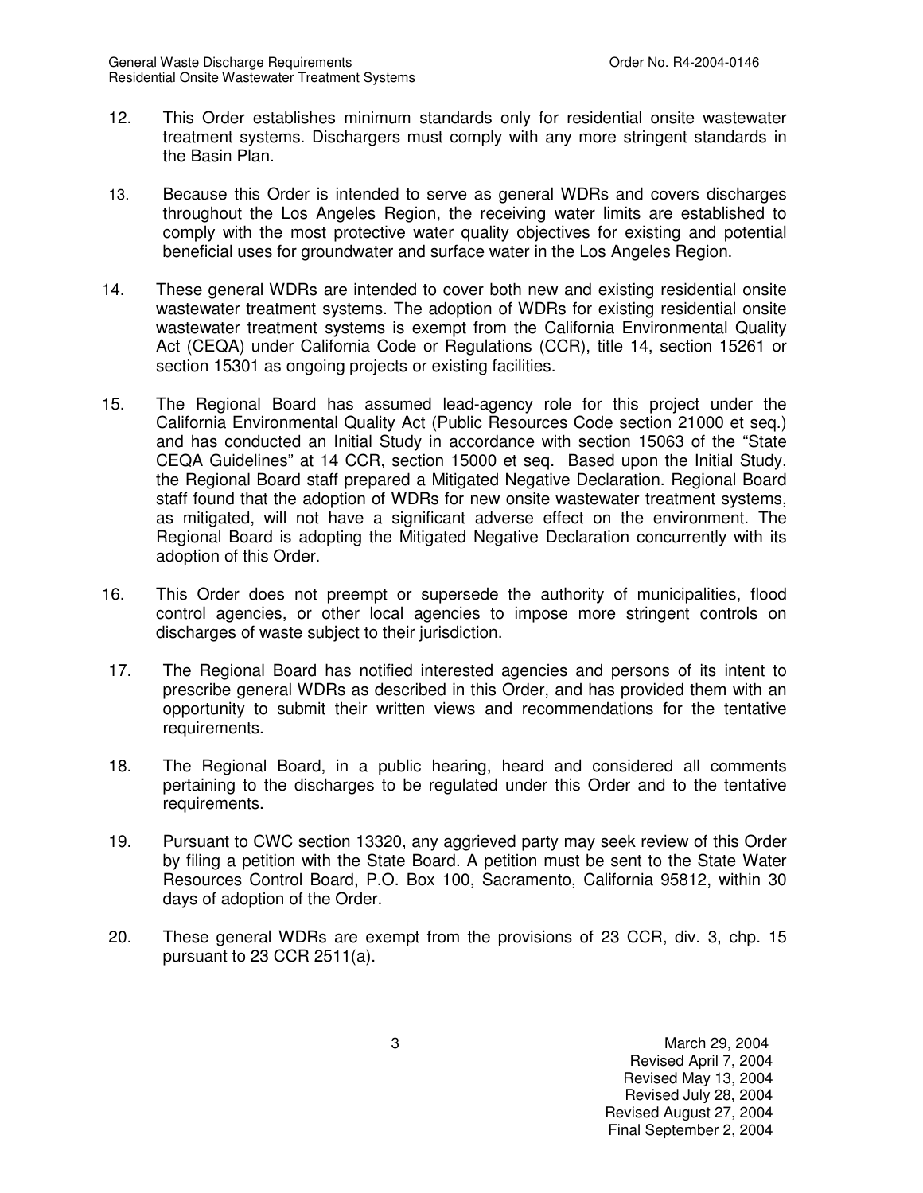12. This Order establishes minimum standards only for residential onsite wastewater treatment systems. Dischargers must comply with any more stringent standards in the Basin Plan.

13. Because this Order is intended to serve as general WDRs and covers discharges throughout the Los Angeles Region, the receiving water limits are established to comply with the most protective water quality objectives for existing and potential beneficial uses for groundwater and surface water in the Los Angeles Region.

14. These general WDRs are intended to cover both new and existing residential onsite wastewater treatment systems. The adoption of WDRs for existing residential onsite wastewater treatment systems is exempt from the California Environmental Quality Act (CEQA) under California Code or Regulations (CCR), title 14, section 15261 or section 15301 as ongoing projects or existing facilities.

15. The Regional Board has assumed lead-agency role for this project under the California Environmental Quality Act (Public Resources Code section 21000 et seq.) and has conducted an Initial Study in accordance with section 15063 of the "State CEQA Guidelines" at 14 CCR, section 15000 et seq. Based upon the Initial Study, the Regional Board staff prepared a Mitigated Negative Declaration. Regional Board staff found that the adoption of WDRs for new onsite wastewater treatment systems, as mitigated, will not have a significant adverse effect on the environment. The Regional Board is adopting the Mitigated Negative Declaration concurrently with its adoption of this Order.

16. This Order does not preempt or supersede the authority of municipalities, flood control agencies, or other local agencies to impose more stringent controls on discharges of waste subject to their jurisdiction.

17. The Regional Board has notified interested agencies and persons of its intent to prescribe general WDRs as described in this Order, and has provided them with an opportunity to submit their written views and recommendations for the tentative requirements.

18. The Regional Board, in a public hearing, heard and considered all comments pertaining to the discharges to be regulated under this Order and to the tentative requirements.

19. Pursuant to CWC section 13320, any aggrieved party may seek review of this Order by filing a petition with the State Board. A petition must be sent to the State Water Resources Control Board, P.O. Box 100, Sacramento, California 95812, within 30 days of adoption of the Order.

20. These general WDRs are exempt from the provisions of 23 CCR, div. 3, chp. 15 pursuant to 23 CCR 2511(a).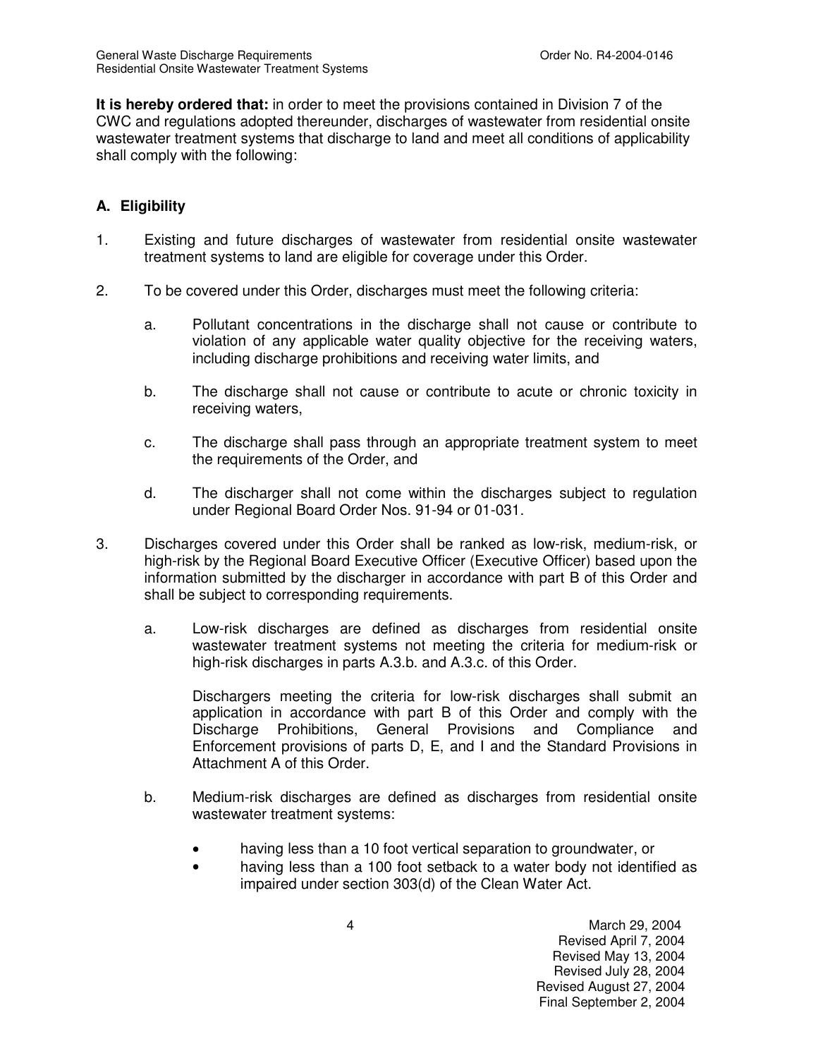**It is hereby ordered that:** in order to meet the provisions contained in Division 7 of the CWC and regulations adopted thereunder, discharges of wastewater from residential onsite wastewater treatment systems that discharge to land and meet all conditions of applicability shall comply with the following:

## A. Eligibility

1. Existing and future discharges of wastewater from residential onsite wastewater treatment systems to land are eligible for coverage under this Order.

2. To be covered under this Order, discharges must meet the following criteria:

   a. Pollutant concentrations in the discharge shall not cause or contribute to violation of any applicable water quality objective for the receiving waters, including discharge prohibitions and receiving water limits, and

   b. The discharge shall not cause or contribute to acute or chronic toxicity in receiving waters,

   c. The discharge shall pass through an appropriate treatment system to meet the requirements of the Order, and

   d. The discharger shall not come within the discharges subject to regulation under Regional Board Order Nos. 91-94 or 01-031.

3. Discharges covered under this Order shall be ranked as low-risk, medium-risk, or high-risk by the Regional Board Executive Officer (Executive Officer) based upon the information submitted by the discharger in accordance with part B of this Order and shall be subject to corresponding requirements.

   a. Low-risk discharges are defined as discharges from residential onsite wastewater treatment systems not meeting the criteria for medium-risk or high-risk discharges in parts A.3.b. and A.3.c. of this Order.

      Dischargers meeting the criteria for low-risk discharges shall submit an application in accordance with part B of this Order and comply with the Discharge Prohibitions, General Provisions and Compliance and Enforcement provisions of parts D, E, and I and the Standard Provisions in Attachment A of this Order.

   b. Medium-risk discharges are defined as discharges from residential onsite wastewater treatment systems:

      - having less than a 10 foot vertical separation to groundwater, or
      - having less than a 100 foot setback to a water body not identified as impaired under section 303(d) of the Clean Water Act.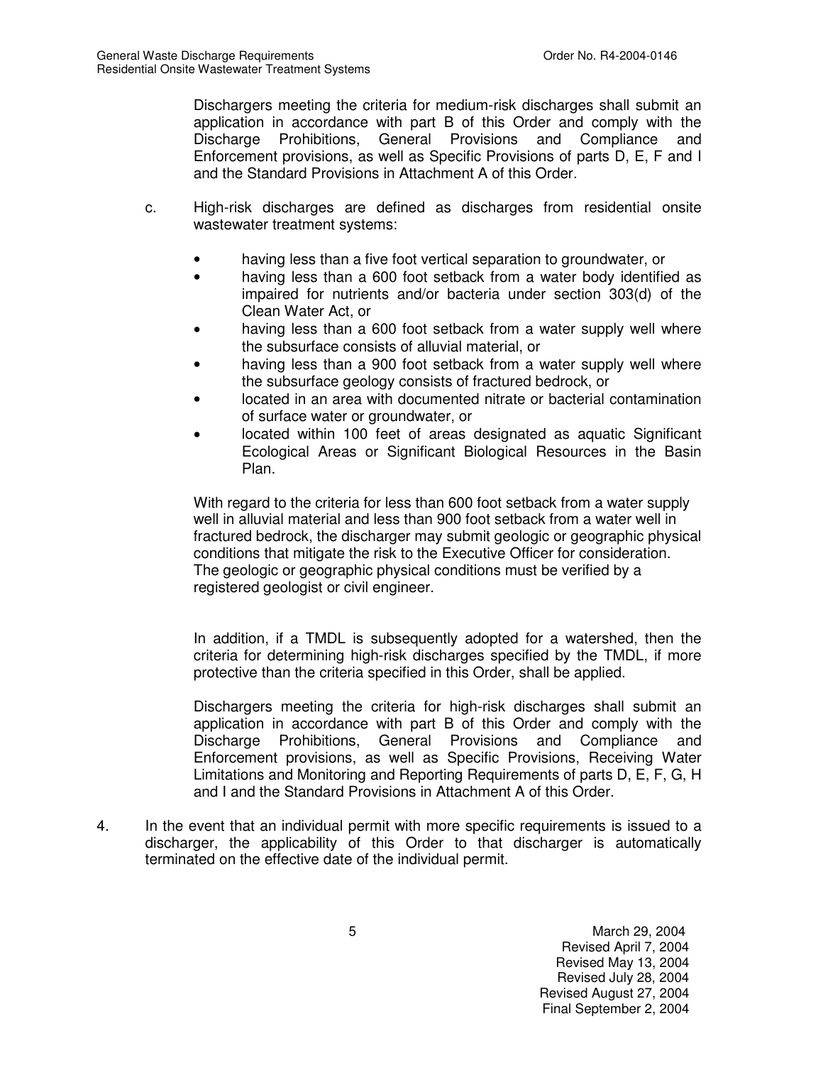Dischargers meeting the criteria for medium-risk discharges shall submit an application in accordance with part B of this Order and comply with the Discharge Prohibitions, General Provisions and Compliance and Enforcement provisions, as well as Specific Provisions of parts D, E, F and I and the Standard Provisions in Attachment A of this Order.

c. High-risk discharges are defined as discharges from residential onsite wastewater treatment systems:

- having less than a five foot vertical separation to groundwater, or
- having less than a 600 foot setback from a water body identified as impaired for nutrients and/or bacteria under section 303(d) of the Clean Water Act, or
- having less than a 600 foot setback from a water supply well where the subsurface consists of alluvial material, or
- having less than a 900 foot setback from a water supply well where the subsurface geology consists of fractured bedrock, or
- located in an area with documented nitrate or bacterial contamination of surface water or groundwater, or
- located within 100 feet of areas designated as aquatic Significant Ecological Areas or Significant Biological Resources in the Basin Plan.

With regard to the criteria for less than 600 foot setback from a water supply well in alluvial material and less than 900 foot setback from a water well in fractured bedrock, the discharger may submit geologic or geographic physical conditions that mitigate the risk to the Executive Officer for consideration. The geologic or geographic physical conditions must be verified by a registered geologist or civil engineer.

In addition, if a TMDL is subsequently adopted for a watershed, then the criteria for determining high-risk discharges specified by the TMDL, if more protective than the criteria specified in this Order, shall be applied.

Dischargers meeting the criteria for high-risk discharges shall submit an application in accordance with part B of this Order and comply with the Discharge Prohibitions, General Provisions and Compliance and Enforcement provisions, as well as Specific Provisions, Receiving Water Limitations and Monitoring and Reporting Requirements of parts D, E, F, G, H and I and the Standard Provisions in Attachment A of this Order.

4. In the event that an individual permit with more specific requirements is issued to a discharger, the applicability of this Order to that discharger is automatically terminated on the effective date of the individual permit.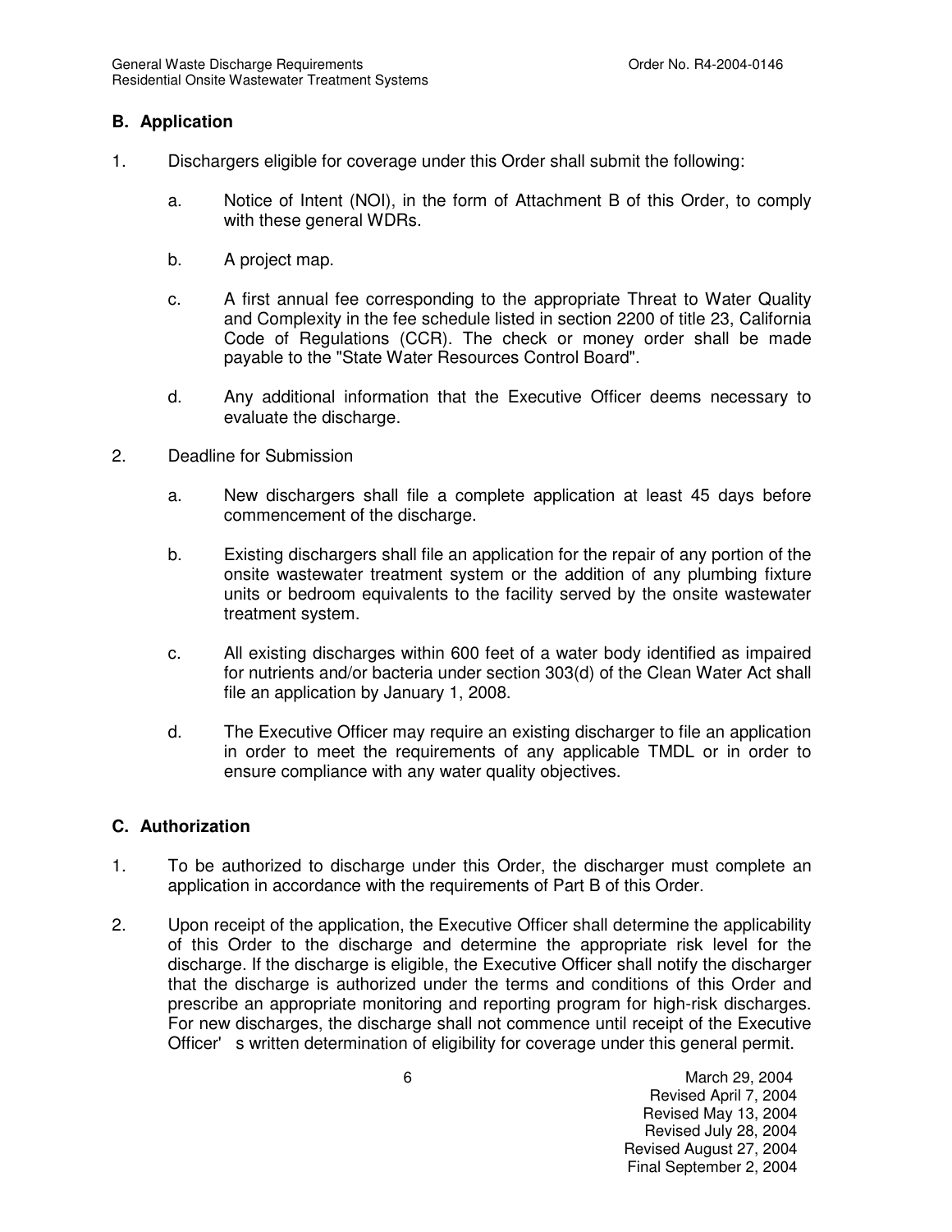## B. Application

1. Dischargers eligible for coverage under this Order shall submit the following:

    a. Notice of Intent (NOI), in the form of Attachment B of this Order, to comply with these general WDRs.

    b. A project map.

    c. A first annual fee corresponding to the appropriate Threat to Water Quality and Complexity in the fee schedule listed in section 2200 of title 23, California Code of Regulations (CCR). The check or money order shall be made payable to the "State Water Resources Control Board".

    d. Any additional information that the Executive Officer deems necessary to evaluate the discharge.

2. Deadline for Submission

    a. New dischargers shall file a complete application at least 45 days before commencement of the discharge.

    b. Existing dischargers shall file an application for the repair of any portion of the onsite wastewater treatment system or the addition of any plumbing fixture units or bedroom equivalents to the facility served by the onsite wastewater treatment system.

    c. All existing discharges within 600 feet of a water body identified as impaired for nutrients and/or bacteria under section 303(d) of the Clean Water Act shall file an application by January 1, 2008.

    d. The Executive Officer may require an existing discharger to file an application in order to meet the requirements of any applicable TMDL or in order to ensure compliance with any water quality objectives.

## C. Authorization

1. To be authorized to discharge under this Order, the discharger must complete an application in accordance with the requirements of Part B of this Order.

2. Upon receipt of the application, the Executive Officer shall determine the applicability of this Order to the discharge and determine the appropriate risk level for the discharge. If the discharge is eligible, the Executive Officer shall notify the discharger that the discharge is authorized under the terms and conditions of this Order and prescribe an appropriate monitoring and reporting program for high-risk discharges. For new discharges, the discharge shall not commence until receipt of the Executive Officer's written determination of eligibility for coverage under this general permit.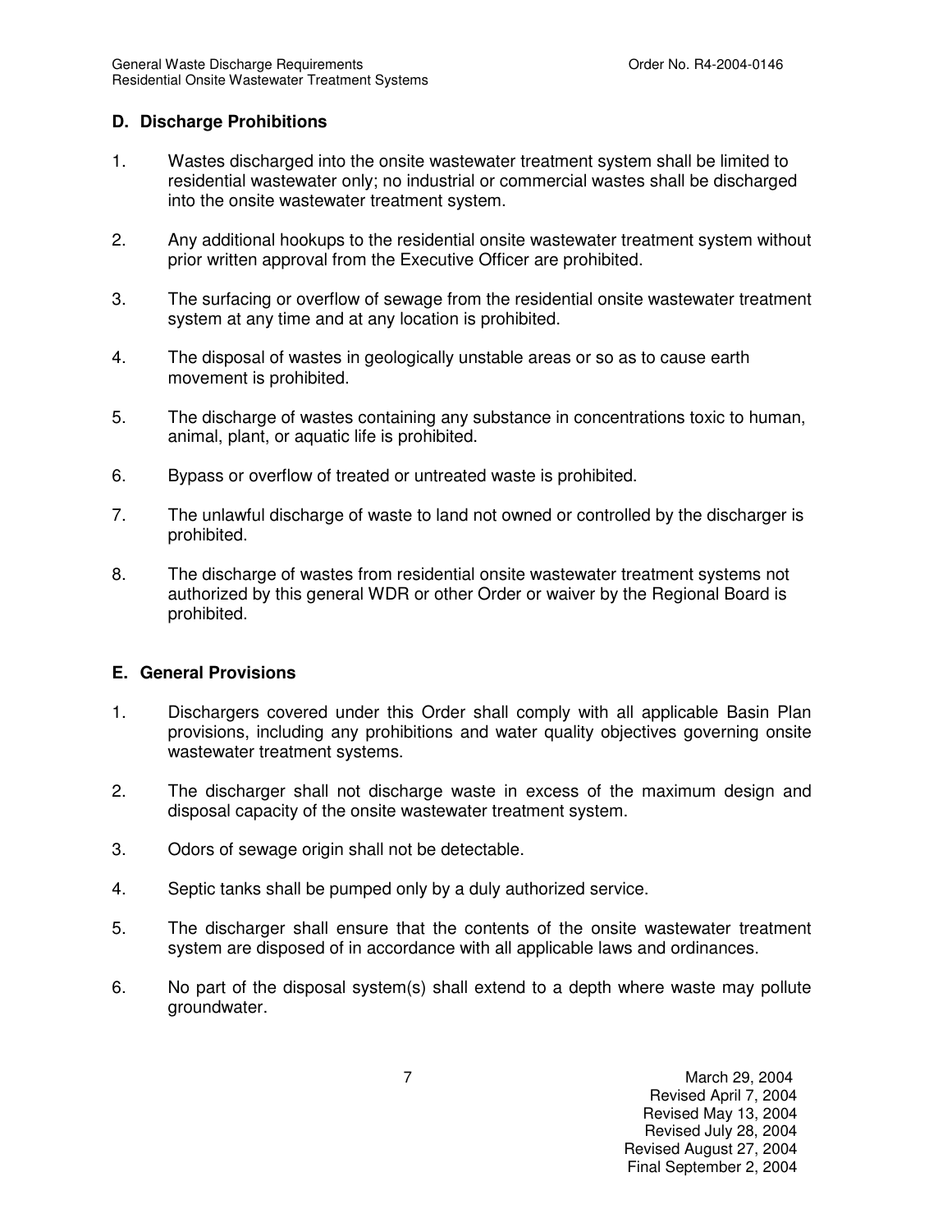## D. Discharge Prohibitions

1. Wastes discharged into the onsite wastewater treatment system shall be limited to residential wastewater only; no industrial or commercial wastes shall be discharged into the onsite wastewater treatment system.

2. Any additional hookups to the residential onsite wastewater treatment system without prior written approval from the Executive Officer are prohibited.

3. The surfacing or overflow of sewage from the residential onsite wastewater treatment system at any time and at any location is prohibited.

4. The disposal of wastes in geologically unstable areas or so as to cause earth movement is prohibited.

5. The discharge of wastes containing any substance in concentrations toxic to human, animal, plant, or aquatic life is prohibited.

6. Bypass or overflow of treated or untreated waste is prohibited.

7. The unlawful discharge of waste to land not owned or controlled by the discharger is prohibited.

8. The discharge of wastes from residential onsite wastewater treatment systems not authorized by this general WDR or other Order or waiver by the Regional Board is prohibited.

## E. General Provisions

1. Dischargers covered under this Order shall comply with all applicable Basin Plan provisions, including any prohibitions and water quality objectives governing onsite wastewater treatment systems.

2. The discharger shall not discharge waste in excess of the maximum design and disposal capacity of the onsite wastewater treatment system.

3. Odors of sewage origin shall not be detectable.

4. Septic tanks shall be pumped only by a duly authorized service.

5. The discharger shall ensure that the contents of the onsite wastewater treatment system are disposed of in accordance with all applicable laws and ordinances.

6. No part of the disposal system(s) shall extend to a depth where waste may pollute groundwater.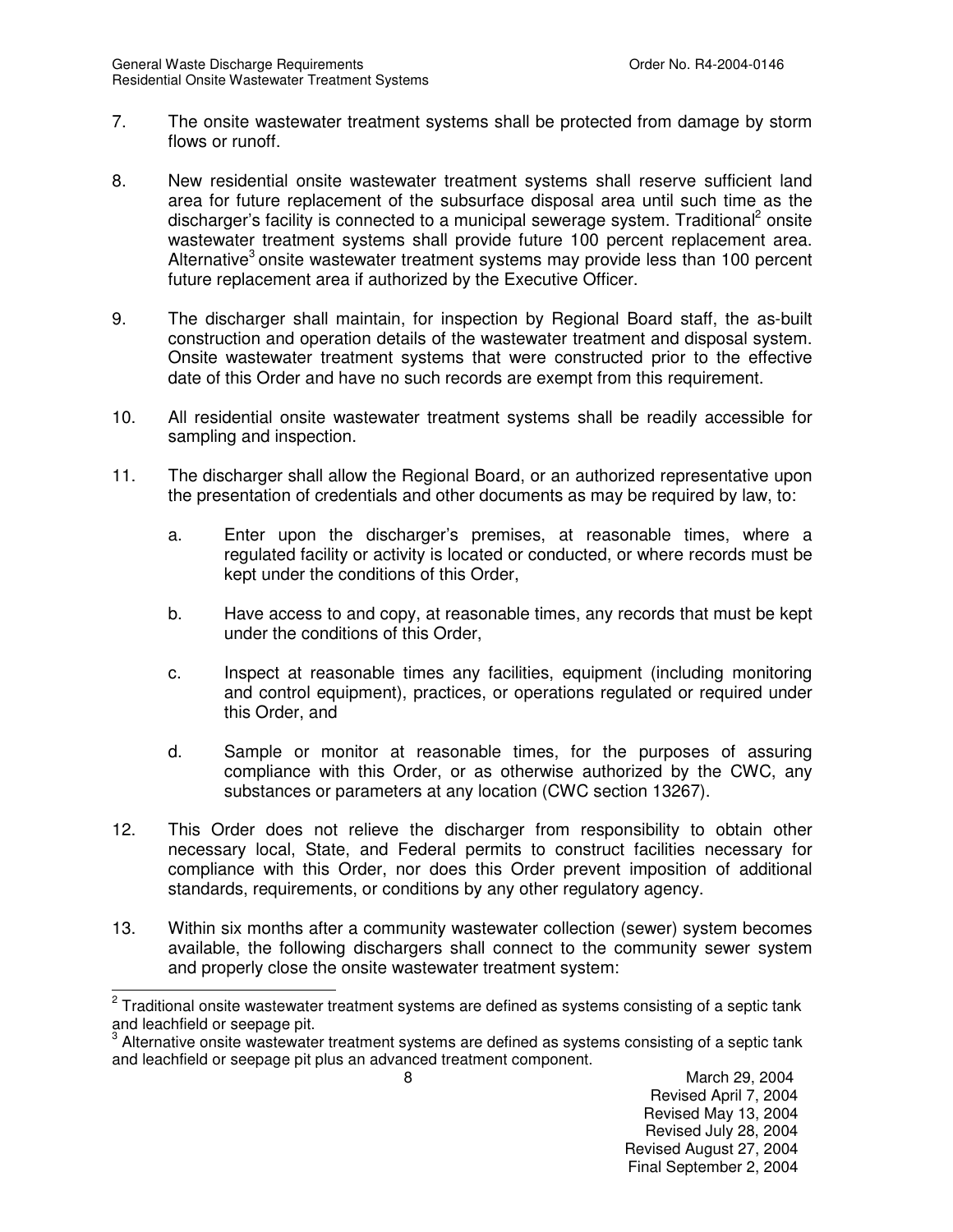7. The onsite wastewater treatment systems shall be protected from damage by storm flows or runoff.

8. New residential onsite wastewater treatment systems shall reserve sufficient land area for future replacement of the subsurface disposal area until such time as the discharger's facility is connected to a municipal sewerage system. Traditional[2] onsite wastewater treatment systems shall provide future 100 percent replacement area. Alternative[3] onsite wastewater treatment systems may provide less than 100 percent future replacement area if authorized by the Executive Officer.

9. The discharger shall maintain, for inspection by Regional Board staff, the as-built construction and operation details of the wastewater treatment and disposal system. Onsite wastewater treatment systems that were constructed prior to the effective date of this Order and have no such records are exempt from this requirement.

10. All residential onsite wastewater treatment systems shall be readily accessible for sampling and inspection.

11. The discharger shall allow the Regional Board, or an authorized representative upon the presentation of credentials and other documents as may be required by law, to:

    a. Enter upon the discharger's premises, at reasonable times, where a regulated facility or activity is located or conducted, or where records must be kept under the conditions of this Order,

    b. Have access to and copy, at reasonable times, any records that must be kept under the conditions of this Order,

    c. Inspect at reasonable times any facilities, equipment (including monitoring and control equipment), practices, or operations regulated or required under this Order, and

    d. Sample or monitor at reasonable times, for the purposes of assuring compliance with this Order, or as otherwise authorized by the CWC, any substances or parameters at any location (CWC section 13267).

12. This Order does not relieve the discharger from responsibility to obtain other necessary local, State, and Federal permits to construct facilities necessary for compliance with this Order, nor does this Order prevent imposition of additional standards, requirements, or conditions by any other regulatory agency.

13. Within six months after a community wastewater collection (sewer) system becomes available, the following dischargers shall connect to the community sewer system and properly close the onsite wastewater treatment system:

---

[2] Traditional onsite wastewater treatment systems are defined as systems consisting of a septic tank and leachfield or seepage pit.

[3] Alternative onsite wastewater treatment systems are defined as systems consisting of a septic tank and leachfield or seepage pit plus an advanced treatment component.

March 29, 2004
Revised April 7, 2004
Revised May 13, 2004
Revised July 28, 2004
Revised August 27, 2004
Final September 2, 2004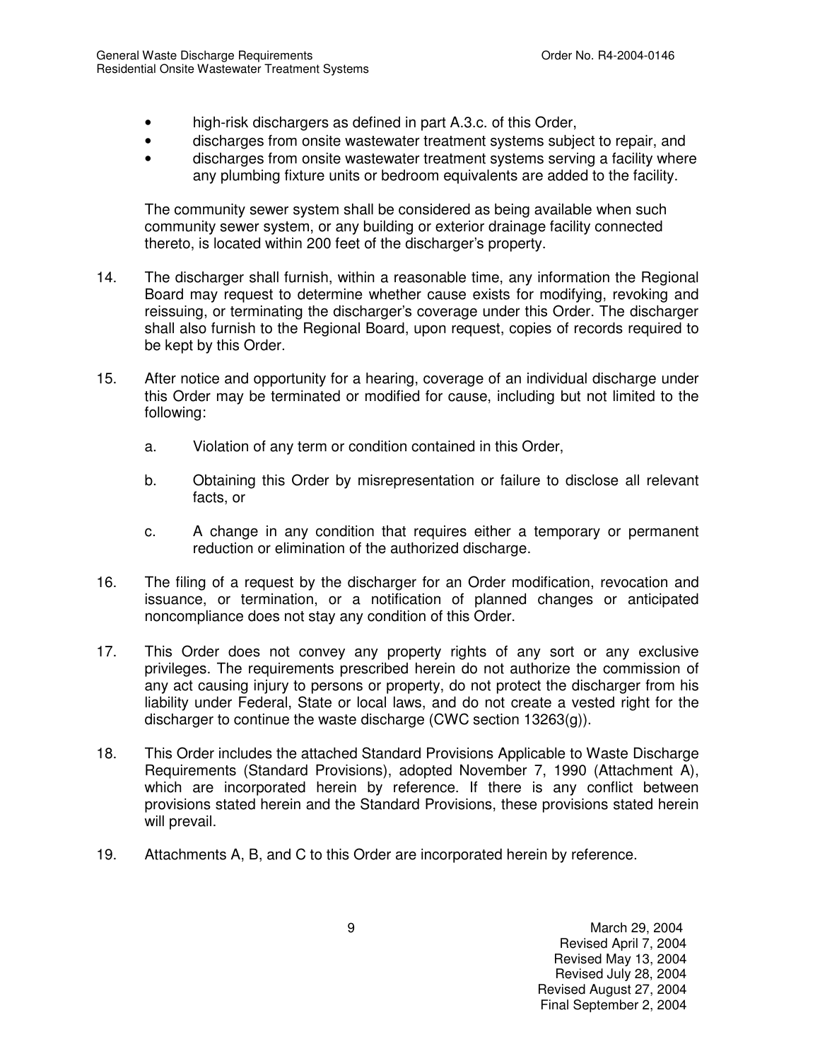- high-risk dischargers as defined in part A.3.c. of this Order,
- discharges from onsite wastewater treatment systems subject to repair, and
- discharges from onsite wastewater treatment systems serving a facility where any plumbing fixture units or bedroom equivalents are added to the facility.

The community sewer system shall be considered as being available when such community sewer system, or any building or exterior drainage facility connected thereto, is located within 200 feet of the discharger's property.

14. The discharger shall furnish, within a reasonable time, any information the Regional Board may request to determine whether cause exists for modifying, revoking and reissuing, or terminating the discharger's coverage under this Order. The discharger shall also furnish to the Regional Board, upon request, copies of records required to be kept by this Order.

15. After notice and opportunity for a hearing, coverage of an individual discharge under this Order may be terminated or modified for cause, including but not limited to the following:

    a. Violation of any term or condition contained in this Order,

    b. Obtaining this Order by misrepresentation or failure to disclose all relevant facts, or

    c. A change in any condition that requires either a temporary or permanent reduction or elimination of the authorized discharge.

16. The filing of a request by the discharger for an Order modification, revocation and issuance, or termination, or a notification of planned changes or anticipated noncompliance does not stay any condition of this Order.

17. This Order does not convey any property rights of any sort or any exclusive privileges. The requirements prescribed herein do not authorize the commission of any act causing injury to persons or property, do not protect the discharger from his liability under Federal, State or local laws, and do not create a vested right for the discharger to continue the waste discharge (CWC section 13263(g)).

18. This Order includes the attached Standard Provisions Applicable to Waste Discharge Requirements (Standard Provisions), adopted November 7, 1990 (Attachment A), which are incorporated herein by reference. If there is any conflict between provisions stated herein and the Standard Provisions, these provisions stated herein will prevail.

19. Attachments A, B, and C to this Order are incorporated herein by reference.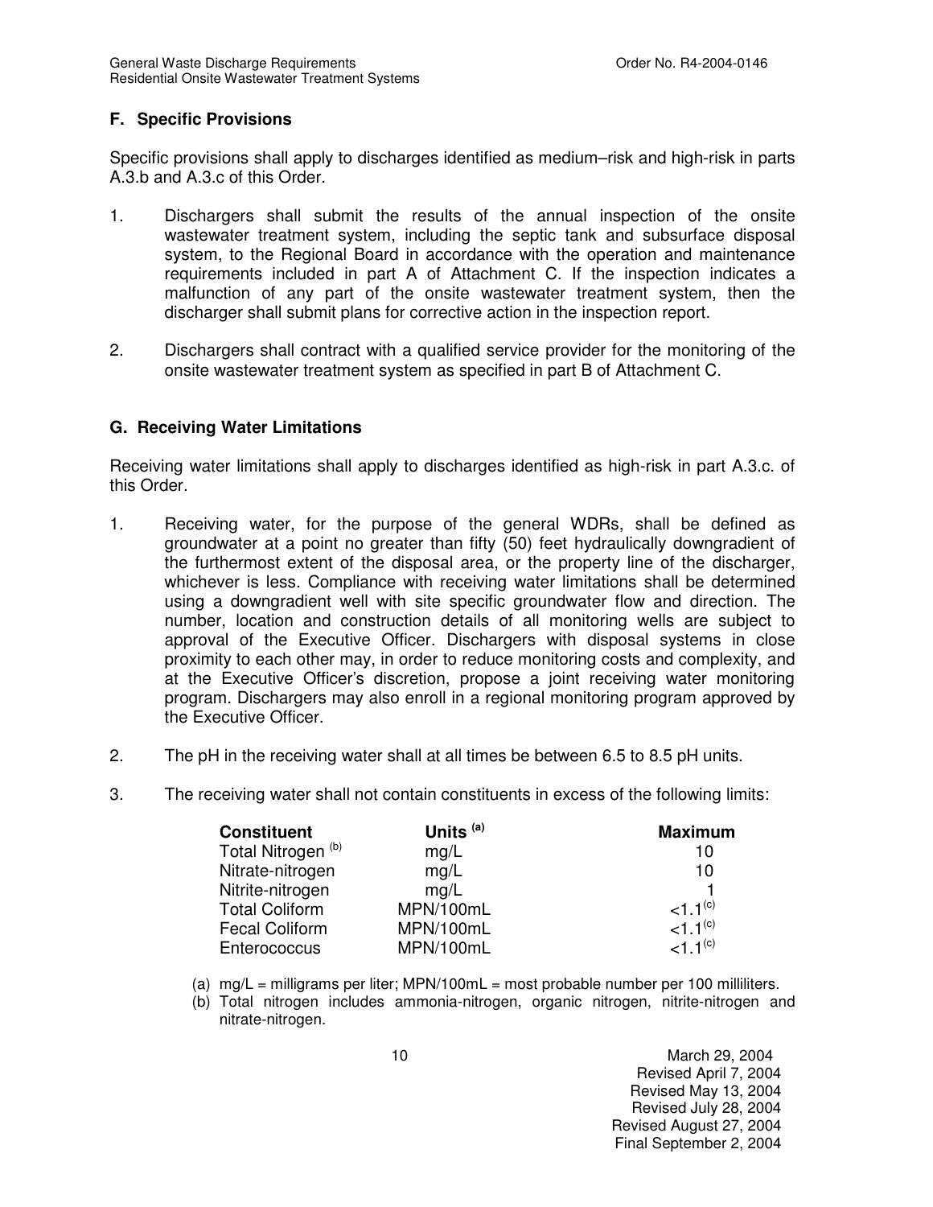## F. Specific Provisions

Specific provisions shall apply to discharges identified as medium–risk and high-risk in parts A.3.b and A.3.c of this Order.

1. Dischargers shall submit the results of the annual inspection of the onsite wastewater treatment system, including the septic tank and subsurface disposal system, to the Regional Board in accordance with the operation and maintenance requirements included in part A of Attachment C. If the inspection indicates a malfunction of any part of the onsite wastewater treatment system, then the discharger shall submit plans for corrective action in the inspection report.

2. Dischargers shall contract with a qualified service provider for the monitoring of the onsite wastewater treatment system as specified in part B of Attachment C.

## G. Receiving Water Limitations

Receiving water limitations shall apply to discharges identified as high-risk in part A.3.c. of this Order.

1. Receiving water, for the purpose of the general WDRs, shall be defined as groundwater at a point no greater than fifty (50) feet hydraulically downgradient of the furthermost extent of the disposal area, or the property line of the discharger, whichever is less. Compliance with receiving water limitations shall be determined using a downgradient well with site specific groundwater flow and direction. The number, location and construction details of all monitoring wells are subject to approval of the Executive Officer. Dischargers with disposal systems in close proximity to each other may, in order to reduce monitoring costs and complexity, and at the Executive Officer's discretion, propose a joint receiving water monitoring program. Dischargers may also enroll in a regional monitoring program approved by the Executive Officer.

2. The pH in the receiving water shall at all times be between 6.5 to 8.5 pH units.

3. The receiving water shall not contain constituents in excess of the following limits:

| Constituent | Units [(a)] | Maximum |
|---|---|---|
| Total Nitrogen [(b)] | mg/L | 10 |
| Nitrate-nitrogen | mg/L | 10 |
| Nitrite-nitrogen | mg/L | 1 |
| Total Coliform | MPN/100mL | <1.1[(c)] |
| Fecal Coliform | MPN/100mL | <1.1[(c)] |
| Enterococcus | MPN/100mL | <1.1[(c)] |

(a) mg/L = milligrams per liter; MPN/100mL = most probable number per 100 milliliters.

(b) Total nitrogen includes ammonia-nitrogen, organic nitrogen, nitrite-nitrogen and nitrate-nitrogen.

March 29, 2004
Revised April 7, 2004
Revised May 13, 2004
Revised July 28, 2004
Revised August 27, 2004
Final September 2, 2004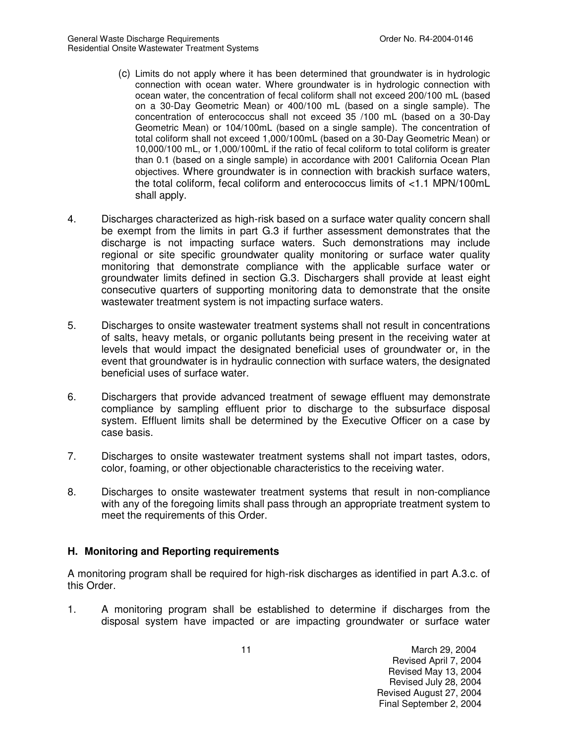(c) Limits do not apply where it has been determined that groundwater is in hydrologic connection with ocean water. Where groundwater is in hydrologic connection with ocean water, the concentration of fecal coliform shall not exceed 200/100 mL (based on a 30-Day Geometric Mean) or 400/100 mL (based on a single sample). The concentration of enterococcus shall not exceed 35 /100 mL (based on a 30-Day Geometric Mean) or 104/100mL (based on a single sample). The concentration of total coliform shall not exceed 1,000/100mL (based on a 30-Day Geometric Mean) or 10,000/100 mL, or 1,000/100mL if the ratio of fecal coliform to total coliform is greater than 0.1 (based on a single sample) in accordance with 2001 California Ocean Plan objectives. Where groundwater is in connection with brackish surface waters, the total coliform, fecal coliform and enterococcus limits of <1.1 MPN/100mL shall apply.

4. Discharges characterized as high-risk based on a surface water quality concern shall be exempt from the limits in part G.3 if further assessment demonstrates that the discharge is not impacting surface waters. Such demonstrations may include regional or site specific groundwater quality monitoring or surface water quality monitoring that demonstrate compliance with the applicable surface water or groundwater limits defined in section G.3. Dischargers shall provide at least eight consecutive quarters of supporting monitoring data to demonstrate that the onsite wastewater treatment system is not impacting surface waters.

5. Discharges to onsite wastewater treatment systems shall not result in concentrations of salts, heavy metals, or organic pollutants being present in the receiving water at levels that would impact the designated beneficial uses of groundwater or, in the event that groundwater is in hydraulic connection with surface waters, the designated beneficial uses of surface water.

6. Dischargers that provide advanced treatment of sewage effluent may demonstrate compliance by sampling effluent prior to discharge to the subsurface disposal system. Effluent limits shall be determined by the Executive Officer on a case by case basis.

7. Discharges to onsite wastewater treatment systems shall not impart tastes, odors, color, foaming, or other objectionable characteristics to the receiving water.

8. Discharges to onsite wastewater treatment systems that result in non-compliance with any of the foregoing limits shall pass through an appropriate treatment system to meet the requirements of this Order.

## H. Monitoring and Reporting requirements

A monitoring program shall be required for high-risk discharges as identified in part A.3.c. of this Order.

1. A monitoring program shall be established to determine if discharges from the disposal system have impacted or are impacting groundwater or surface water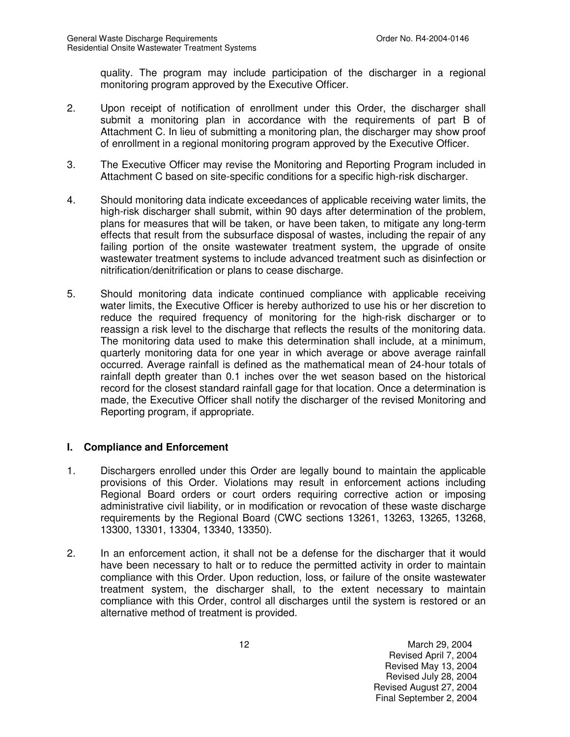quality. The program may include participation of the discharger in a regional monitoring program approved by the Executive Officer.

2. Upon receipt of notification of enrollment under this Order, the discharger shall submit a monitoring plan in accordance with the requirements of part B of Attachment C. In lieu of submitting a monitoring plan, the discharger may show proof of enrollment in a regional monitoring program approved by the Executive Officer.

3. The Executive Officer may revise the Monitoring and Reporting Program included in Attachment C based on site-specific conditions for a specific high-risk discharger.

4. Should monitoring data indicate exceedances of applicable receiving water limits, the high-risk discharger shall submit, within 90 days after determination of the problem, plans for measures that will be taken, or have been taken, to mitigate any long-term effects that result from the subsurface disposal of wastes, including the repair of any failing portion of the onsite wastewater treatment system, the upgrade of onsite wastewater treatment systems to include advanced treatment such as disinfection or nitrification/denitrification or plans to cease discharge.

5. Should monitoring data indicate continued compliance with applicable receiving water limits, the Executive Officer is hereby authorized to use his or her discretion to reduce the required frequency of monitoring for the high-risk discharger or to reassign a risk level to the discharge that reflects the results of the monitoring data. The monitoring data used to make this determination shall include, at a minimum, quarterly monitoring data for one year in which average or above average rainfall occurred. Average rainfall is defined as the mathematical mean of 24-hour totals of rainfall depth greater than 0.1 inches over the wet season based on the historical record for the closest standard rainfall gage for that location. Once a determination is made, the Executive Officer shall notify the discharger of the revised Monitoring and Reporting program, if appropriate.

## I. Compliance and Enforcement

1. Dischargers enrolled under this Order are legally bound to maintain the applicable provisions of this Order. Violations may result in enforcement actions including Regional Board orders or court orders requiring corrective action or imposing administrative civil liability, or in modification or revocation of these waste discharge requirements by the Regional Board (CWC sections 13261, 13263, 13265, 13268, 13300, 13301, 13304, 13340, 13350).

2. In an enforcement action, it shall not be a defense for the discharger that it would have been necessary to halt or to reduce the permitted activity in order to maintain compliance with this Order. Upon reduction, loss, or failure of the onsite wastewater treatment system, the discharger shall, to the extent necessary to maintain compliance with this Order, control all discharges until the system is restored or an alternative method of treatment is provided.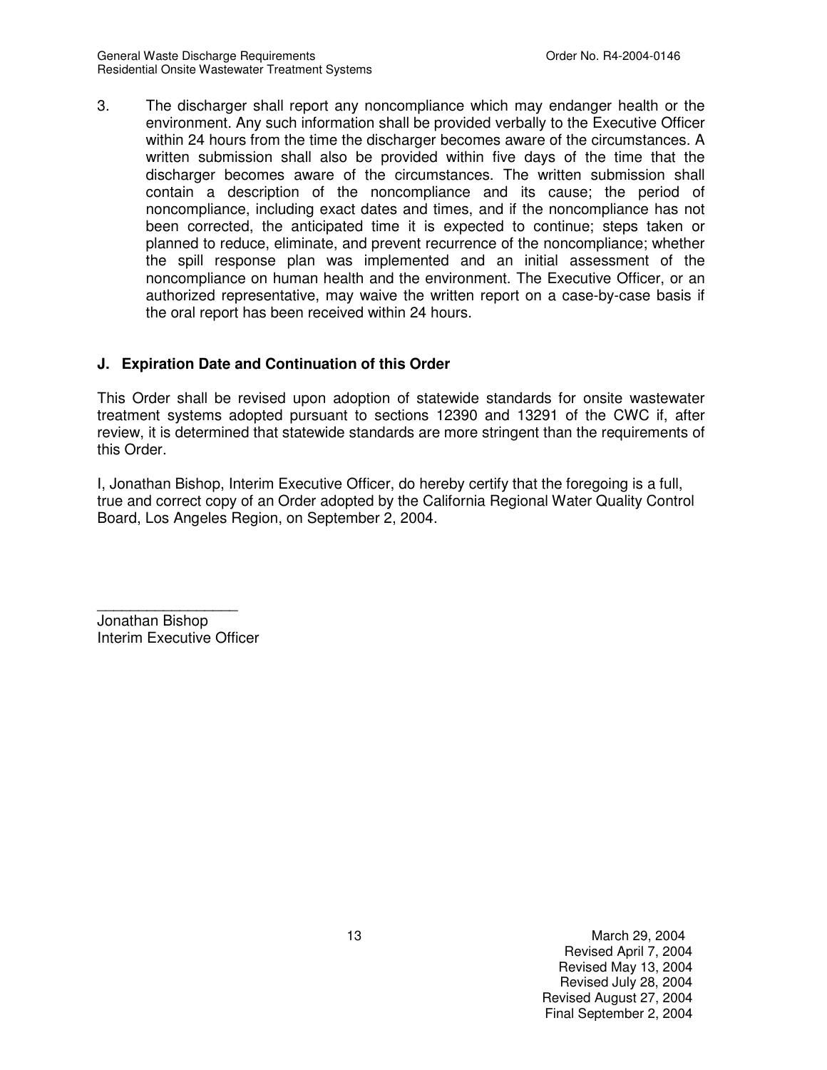3. The discharger shall report any noncompliance which may endanger health or the environment. Any such information shall be provided verbally to the Executive Officer within 24 hours from the time the discharger becomes aware of the circumstances. A written submission shall also be provided within five days of the time that the discharger becomes aware of the circumstances. The written submission shall contain a description of the noncompliance and its cause; the period of noncompliance, including exact dates and times, and if the noncompliance has not been corrected, the anticipated time it is expected to continue; steps taken or planned to reduce, eliminate, and prevent recurrence of the noncompliance; whether the spill response plan was implemented and an initial assessment of the noncompliance on human health and the environment. The Executive Officer, or an authorized representative, may waive the written report on a case-by-case basis if the oral report has been received within 24 hours.

## J. Expiration Date and Continuation of this Order

This Order shall be revised upon adoption of statewide standards for onsite wastewater treatment systems adopted pursuant to sections 12390 and 13291 of the CWC if, after review, it is determined that statewide standards are more stringent than the requirements of this Order.

I, Jonathan Bishop, Interim Executive Officer, do hereby certify that the foregoing is a full, true and correct copy of an Order adopted by the California Regional Water Quality Control Board, Los Angeles Region, on September 2, 2004.

_________________
Jonathan Bishop
Interim Executive Officer

March 29, 2004
Revised April 7, 2004
Revised May 13, 2004
Revised July 28, 2004
Revised August 27, 2004
Final September 2, 2004